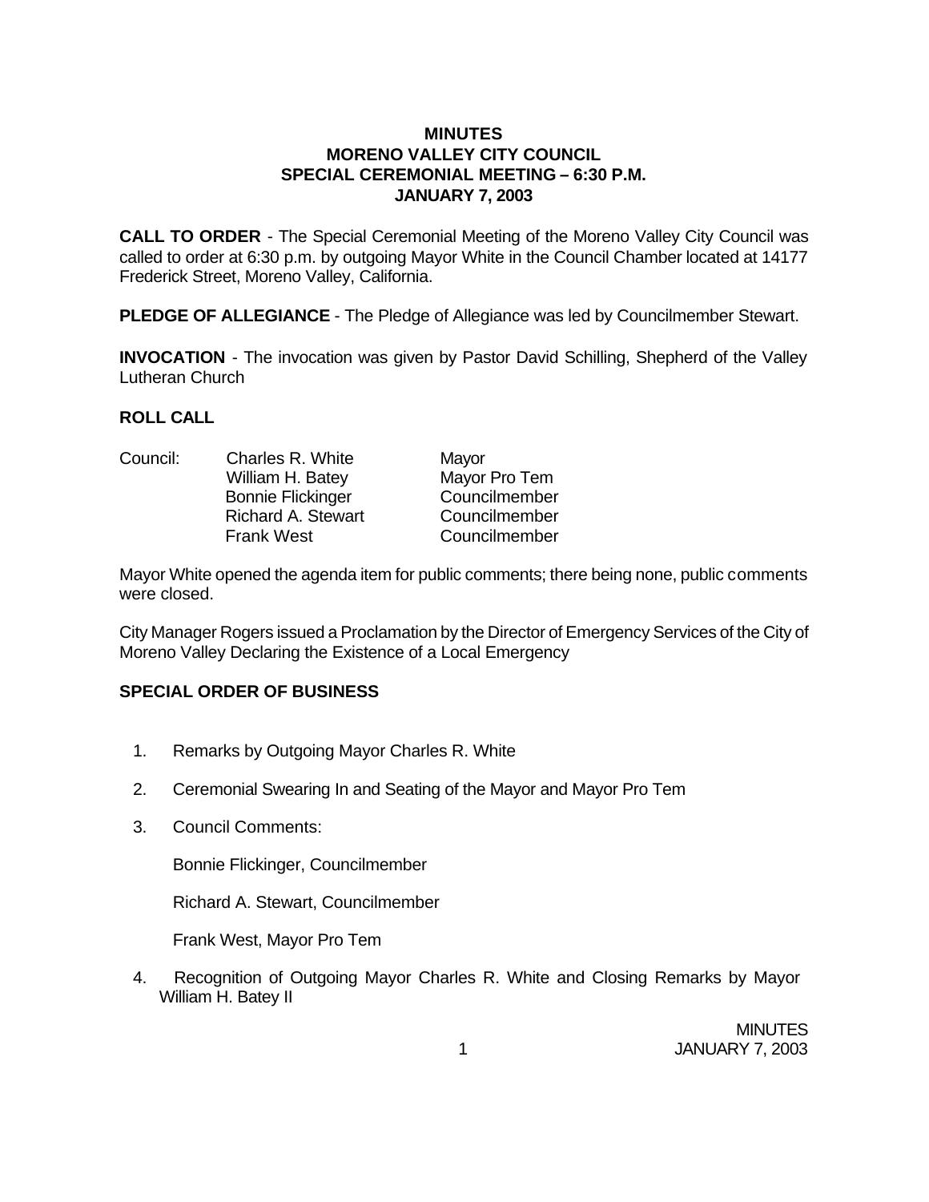# MINUTES
# MORENO VALLEY CITY COUNCIL
## SPECIAL CEREMONIAL MEETING – 6:30 P.M.
## JANUARY 7, 2003

**CALL TO ORDER** - The Special Ceremonial Meeting of the Moreno Valley City Council was called to order at 6:30 p.m. by outgoing Mayor White in the Council Chamber located at 14177 Frederick Street, Moreno Valley, California.

**PLEDGE OF ALLEGIANCE** - The Pledge of Allegiance was led by Councilmember Stewart.

**INVOCATION** - The invocation was given by Pastor David Schilling, Shepherd of the Valley Lutheran Church

**ROLL CALL**

| Council: | Charles R. White | Mayor |
|---|---|---|
| | William H. Batey | Mayor Pro Tem |
| | Bonnie Flickinger | Councilmember |
| | Richard A. Stewart | Councilmember |
| | Frank West | Councilmember |

Mayor White opened the agenda item for public comments; there being none, public comments were closed.

City Manager Rogers issued a Proclamation by the Director of Emergency Services of the City of Moreno Valley Declaring the Existence of a Local Emergency

**SPECIAL ORDER OF BUSINESS**

1. Remarks by Outgoing Mayor Charles R. White

2. Ceremonial Swearing In and Seating of the Mayor and Mayor Pro Tem

3. Council Comments:

   Bonnie Flickinger, Councilmember

   Richard A. Stewart, Councilmember

   Frank West, Mayor Pro Tem

4. Recognition of Outgoing Mayor Charles R. White and Closing Remarks by Mayor William H. Batey II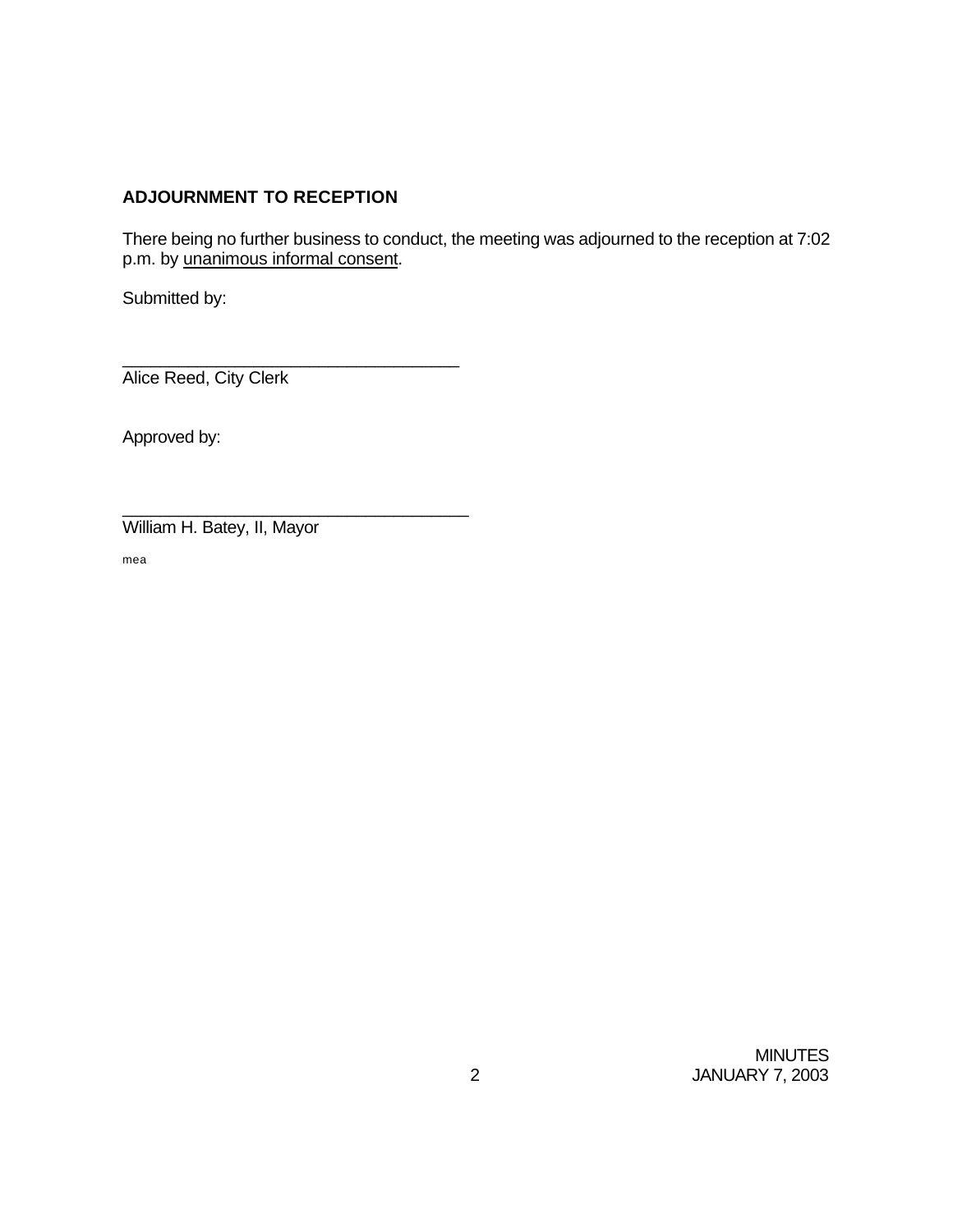## ADJOURNMENT TO RECEPTION

There being no further business to conduct, the meeting was adjourned to the reception at 7:02 p.m. by unanimous informal consent.

Submitted by:

\_\_\_\_\_\_\_\_\_\_\_\_\_\_\_\_\_\_\_\_\_\_\_\_\_\_\_\_\_\_\_\_\_\_\_\_
Alice Reed, City Clerk

Approved by:

\_\_\_\_\_\_\_\_\_\_\_\_\_\_\_\_\_\_\_\_\_\_\_\_\_\_\_\_\_\_\_\_\_\_\_\_\_
William H. Batey, II, Mayor

mea